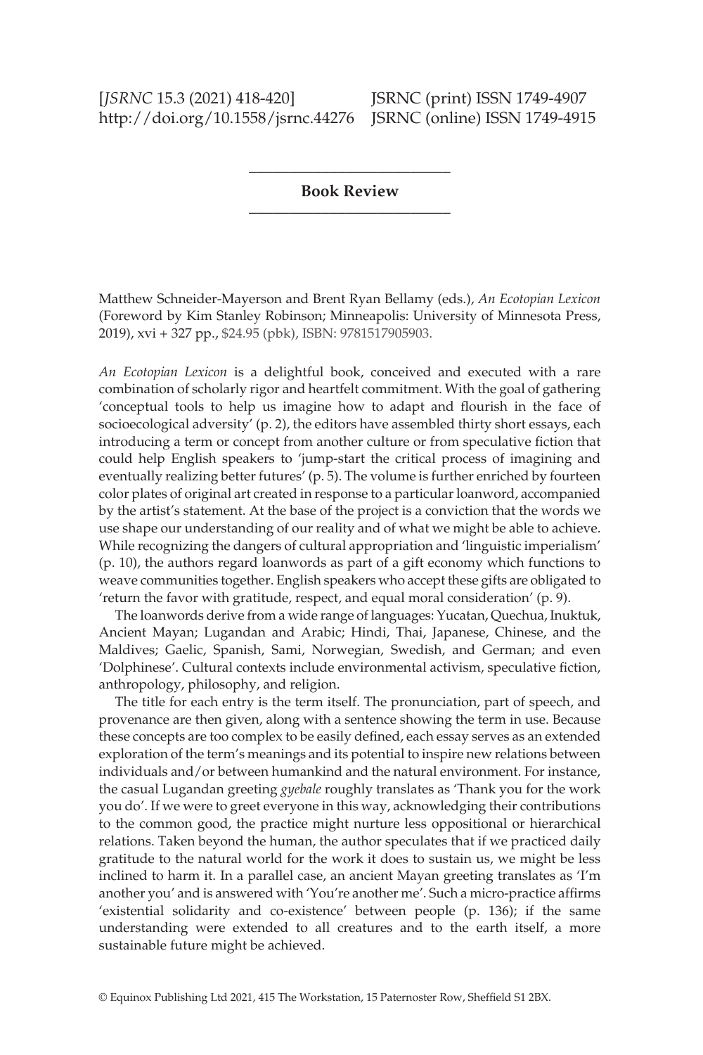## Book Review

Matthew Schneider-Mayerson and Brent Ryan Bellamy (eds.), *An Ecotopian Lexicon* (Foreword by Kim Stanley Robinson; Minneapolis: University of Minnesota Press, 2019), xvi + 327 pp., $24.95 (pbk), ISBN: 9781517905903.

*An Ecotopian Lexicon* is a delightful book, conceived and executed with a rare combination of scholarly rigor and heartfelt commitment. With the goal of gathering 'conceptual tools to help us imagine how to adapt and flourish in the face of socioecological adversity' (p. 2), the editors have assembled thirty short essays, each introducing a term or concept from another culture or from speculative fiction that could help English speakers to 'jump-start the critical process of imagining and eventually realizing better futures' (p. 5). The volume is further enriched by fourteen color plates of original art created in response to a particular loanword, accompanied by the artist's statement. At the base of the project is a conviction that the words we use shape our understanding of our reality and of what we might be able to achieve. While recognizing the dangers of cultural appropriation and 'linguistic imperialism' (p. 10), the authors regard loanwords as part of a gift economy which functions to weave communities together. English speakers who accept these gifts are obligated to 'return the favor with gratitude, respect, and equal moral consideration' (p. 9).

The loanwords derive from a wide range of languages: Yucatan, Quechua, Inuktuk, Ancient Mayan; Lugandan and Arabic; Hindi, Thai, Japanese, Chinese, and the Maldives; Gaelic, Spanish, Sami, Norwegian, Swedish, and German; and even 'Dolphinese'. Cultural contexts include environmental activism, speculative fiction, anthropology, philosophy, and religion.

The title for each entry is the term itself. The pronunciation, part of speech, and provenance are then given, along with a sentence showing the term in use. Because these concepts are too complex to be easily defined, each essay serves as an extended exploration of the term's meanings and its potential to inspire new relations between individuals and/or between humankind and the natural environment. For instance, the casual Lugandan greeting *gyebale* roughly translates as 'Thank you for the work you do'. If we were to greet everyone in this way, acknowledging their contributions to the common good, the practice might nurture less oppositional or hierarchical relations. Taken beyond the human, the author speculates that if we practiced daily gratitude to the natural world for the work it does to sustain us, we might be less inclined to harm it. In a parallel case, an ancient Mayan greeting translates as 'I'm another you' and is answered with 'You're another me'. Such a micro-practice affirms 'existential solidarity and co-existence' between people (p. 136); if the same understanding were extended to all creatures and to the earth itself, a more sustainable future might be achieved.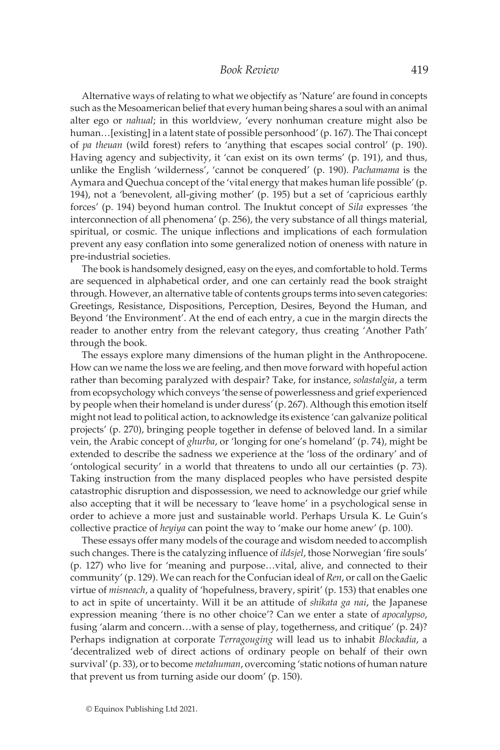Alternative ways of relating to what we objectify as 'Nature' are found in concepts such as the Mesoamerican belief that every human being shares a soul with an animal alter ego or *nahual*; in this worldview, 'every nonhuman creature might also be human…[existing] in a latent state of possible personhood' (p. 167). The Thai concept of *pa theuan* (wild forest) refers to 'anything that escapes social control' (p. 190). Having agency and subjectivity, it 'can exist on its own terms' (p. 191), and thus, unlike the English 'wilderness', 'cannot be conquered' (p. 190). *Pachamama* is the Aymara and Quechua concept of the 'vital energy that makes human life possible' (p. 194), not a 'benevolent, all-giving mother' (p. 195) but a set of 'capricious earthly forces' (p. 194) beyond human control. The Inuktut concept of *Sila* expresses 'the interconnection of all phenomena' (p. 256), the very substance of all things material, spiritual, or cosmic. The unique inflections and implications of each formulation prevent any easy conflation into some generalized notion of oneness with nature in pre-industrial societies.

The book is handsomely designed, easy on the eyes, and comfortable to hold. Terms are sequenced in alphabetical order, and one can certainly read the book straight through. However, an alternative table of contents groups terms into seven categories: Greetings, Resistance, Dispositions, Perception, Desires, Beyond the Human, and Beyond 'the Environment'. At the end of each entry, a cue in the margin directs the reader to another entry from the relevant category, thus creating 'Another Path' through the book.

The essays explore many dimensions of the human plight in the Anthropocene. How can we name the loss we are feeling, and then move forward with hopeful action rather than becoming paralyzed with despair? Take, for instance, *solastalgia*, a term from ecopsychology which conveys 'the sense of powerlessness and grief experienced by people when their homeland is under duress' (p. 267). Although this emotion itself might not lead to political action, to acknowledge its existence 'can galvanize political projects' (p. 270), bringing people together in defense of beloved land. In a similar vein, the Arabic concept of *ghurba*, or 'longing for one's homeland' (p. 74), might be extended to describe the sadness we experience at the 'loss of the ordinary' and of 'ontological security' in a world that threatens to undo all our certainties (p. 73). Taking instruction from the many displaced peoples who have persisted despite catastrophic disruption and dispossession, we need to acknowledge our grief while also accepting that it will be necessary to 'leave home' in a psychological sense in order to achieve a more just and sustainable world. Perhaps Ursula K. Le Guin's collective practice of *heyiya* can point the way to 'make our home anew' (p. 100).

These essays offer many models of the courage and wisdom needed to accomplish such changes. There is the catalyzing influence of *ildsjel*, those Norwegian 'fire souls' (p. 127) who live for 'meaning and purpose…vital, alive, and connected to their community' (p. 129). We can reach for the Confucian ideal of *Ren*, or call on the Gaelic virtue of *misneach*, a quality of 'hopefulness, bravery, spirit' (p. 153) that enables one to act in spite of uncertainty. Will it be an attitude of *shikata ga nai*, the Japanese expression meaning 'there is no other choice'? Can we enter a state of *apocalypso*, fusing 'alarm and concern…with a sense of play, togetherness, and critique' (p. 24)? Perhaps indignation at corporate *Terragouging* will lead us to inhabit *Blockadia*, a 'decentralized web of direct actions of ordinary people on behalf of their own survival' (p. 33), or to become *metahuman*, overcoming 'static notions of human nature that prevent us from turning aside our doom' (p. 150).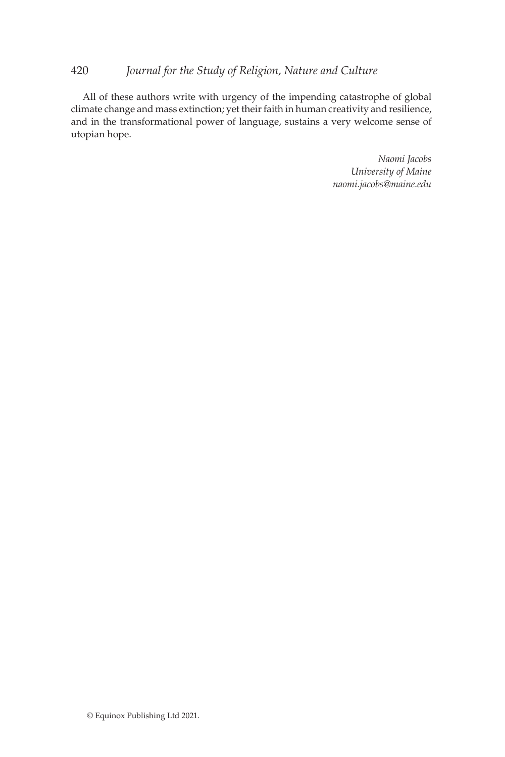All of these authors write with urgency of the impending catastrophe of global climate change and mass extinction; yet their faith in human creativity and resilience, and in the transformational power of language, sustains a very welcome sense of utopian hope.

*Naomi Jacobs*
*University of Maine*
*naomi.jacobs@maine.edu*

© Equinox Publishing Ltd 2021.